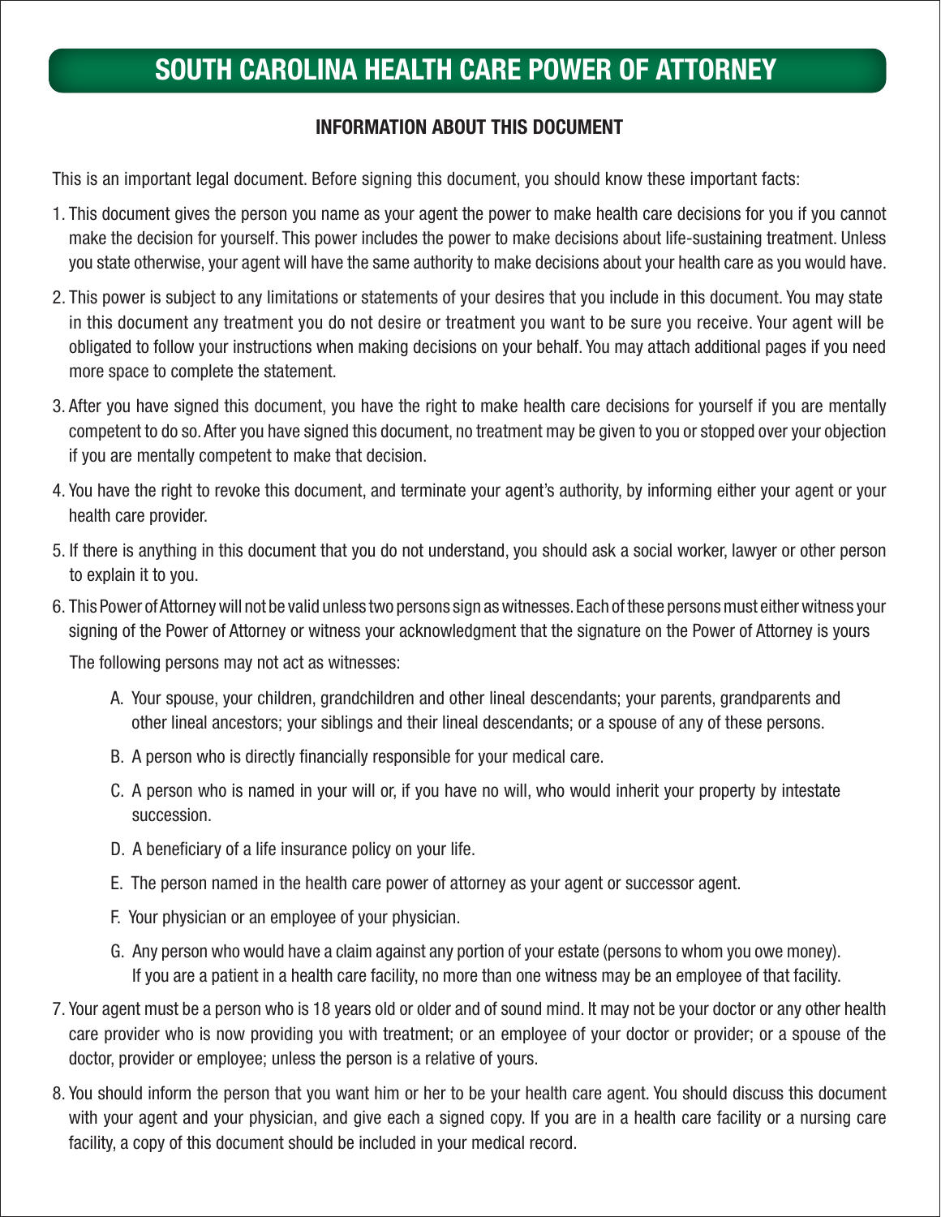# SOUTH CAROLINA HEALTH CARE POWER OF ATTORNEY

## INFORMATION ABOUT THIS DOCUMENT

This is an important legal document. Before signing this document, you should know these important facts:

1. This document gives the person you name as your agent the power to make health care decisions for you if you cannot make the decision for yourself. This power includes the power to make decisions about life-sustaining treatment. Unless you state otherwise, your agent will have the same authority to make decisions about your health care as you would have.

2. This power is subject to any limitations or statements of your desires that you include in this document. You may state in this document any treatment you do not desire or treatment you want to be sure you receive. Your agent will be obligated to follow your instructions when making decisions on your behalf. You may attach additional pages if you need more space to complete the statement.

3. After you have signed this document, you have the right to make health care decisions for yourself if you are mentally competent to do so. After you have signed this document, no treatment may be given to you or stopped over your objection if you are mentally competent to make that decision.

4. You have the right to revoke this document, and terminate your agent's authority, by informing either your agent or your health care provider.

5. If there is anything in this document that you do not understand, you should ask a social worker, lawyer or other person to explain it to you.

6. This Power of Attorney will not be valid unless two persons sign as witnesses. Each of these persons must either witness your signing of the Power of Attorney or witness your acknowledgment that the signature on the Power of Attorney is yours

   The following persons may not act as witnesses:

   A. Your spouse, your children, grandchildren and other lineal descendants; your parents, grandparents and other lineal ancestors; your siblings and their lineal descendants; or a spouse of any of these persons.

   B. A person who is directly financially responsible for your medical care.

   C. A person who is named in your will or, if you have no will, who would inherit your property by intestate succession.

   D. A beneficiary of a life insurance policy on your life.

   E. The person named in the health care power of attorney as your agent or successor agent.

   F. Your physician or an employee of your physician.

   G. Any person who would have a claim against any portion of your estate (persons to whom you owe money). If you are a patient in a health care facility, no more than one witness may be an employee of that facility.

7. Your agent must be a person who is 18 years old or older and of sound mind. It may not be your doctor or any other health care provider who is now providing you with treatment; or an employee of your doctor or provider; or a spouse of the doctor, provider or employee; unless the person is a relative of yours.

8. You should inform the person that you want him or her to be your health care agent. You should discuss this document with your agent and your physician, and give each a signed copy. If you are in a health care facility or a nursing care facility, a copy of this document should be included in your medical record.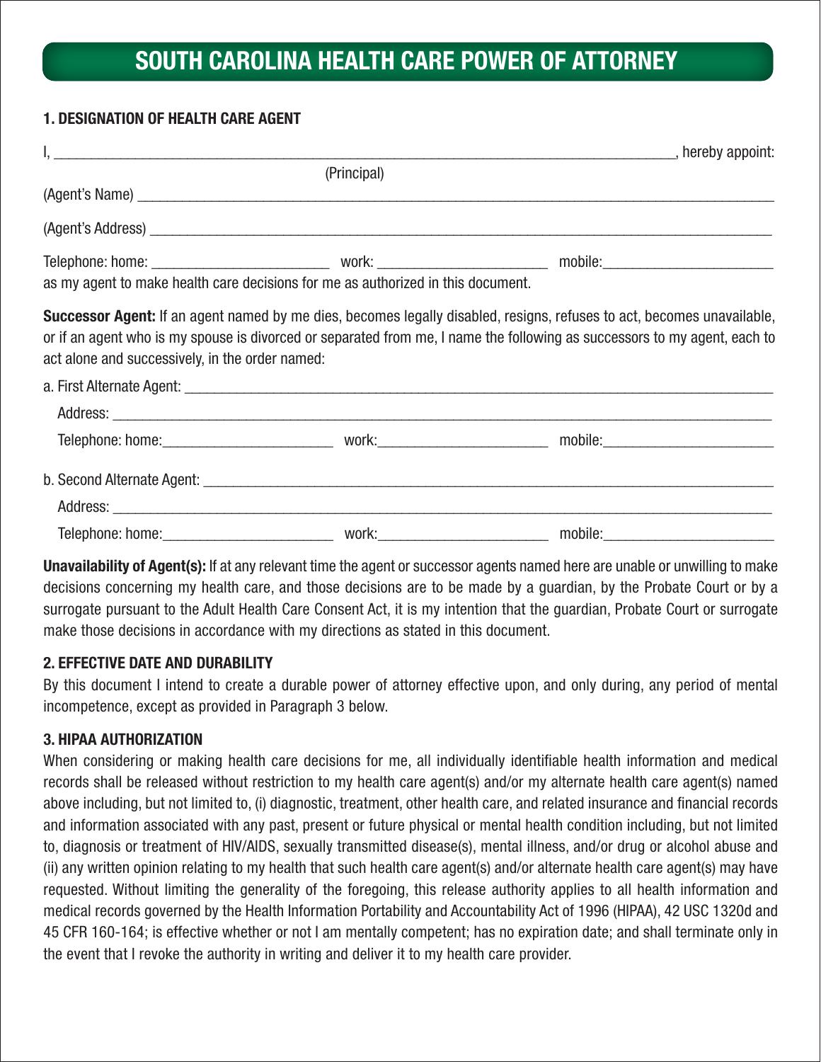# SOUTH CAROLINA HEALTH CARE POWER OF ATTORNEY

## 1. DESIGNATION OF HEALTH CARE AGENT

I, ______________________________________________________________________________, hereby appoint:
(Principal)

(Agent's Name) ______________________________________________________________________________

(Agent's Address) ____________________________________________________________________________

Telephone: home: ______________________ work: ______________________ mobile:______________________

as my agent to make health care decisions for me as authorized in this document.

**Successor Agent:** If an agent named by me dies, becomes legally disabled, resigns, refuses to act, becomes unavailable, or if an agent who is my spouse is divorced or separated from me, I name the following as successors to my agent, each to act alone and successively, in the order named:

a. First Alternate Agent: _______________________________________________________________________

Address: __________________________________________________________________________________

Telephone: home:______________________ work:______________________ mobile:______________________

b. Second Alternate Agent: _____________________________________________________________________

Address: __________________________________________________________________________________

Telephone: home:______________________ work:______________________ mobile:______________________

**Unavailability of Agent(s):** If at any relevant time the agent or successor agents named here are unable or unwilling to make decisions concerning my health care, and those decisions are to be made by a guardian, by the Probate Court or by a surrogate pursuant to the Adult Health Care Consent Act, it is my intention that the guardian, Probate Court or surrogate make those decisions in accordance with my directions as stated in this document.

## 2. EFFECTIVE DATE AND DURABILITY

By this document I intend to create a durable power of attorney effective upon, and only during, any period of mental incompetence, except as provided in Paragraph 3 below.

## 3. HIPAA AUTHORIZATION

When considering or making health care decisions for me, all individually identifiable health information and medical records shall be released without restriction to my health care agent(s) and/or my alternate health care agent(s) named above including, but not limited to, (i) diagnostic, treatment, other health care, and related insurance and financial records and information associated with any past, present or future physical or mental health condition including, but not limited to, diagnosis or treatment of HIV/AIDS, sexually transmitted disease(s), mental illness, and/or drug or alcohol abuse and (ii) any written opinion relating to my health that such health care agent(s) and/or alternate health care agent(s) may have requested. Without limiting the generality of the foregoing, this release authority applies to all health information and medical records governed by the Health Information Portability and Accountability Act of 1996 (HIPAA), 42 USC 1320d and 45 CFR 160-164; is effective whether or not I am mentally competent; has no expiration date; and shall terminate only in the event that I revoke the authority in writing and deliver it to my health care provider.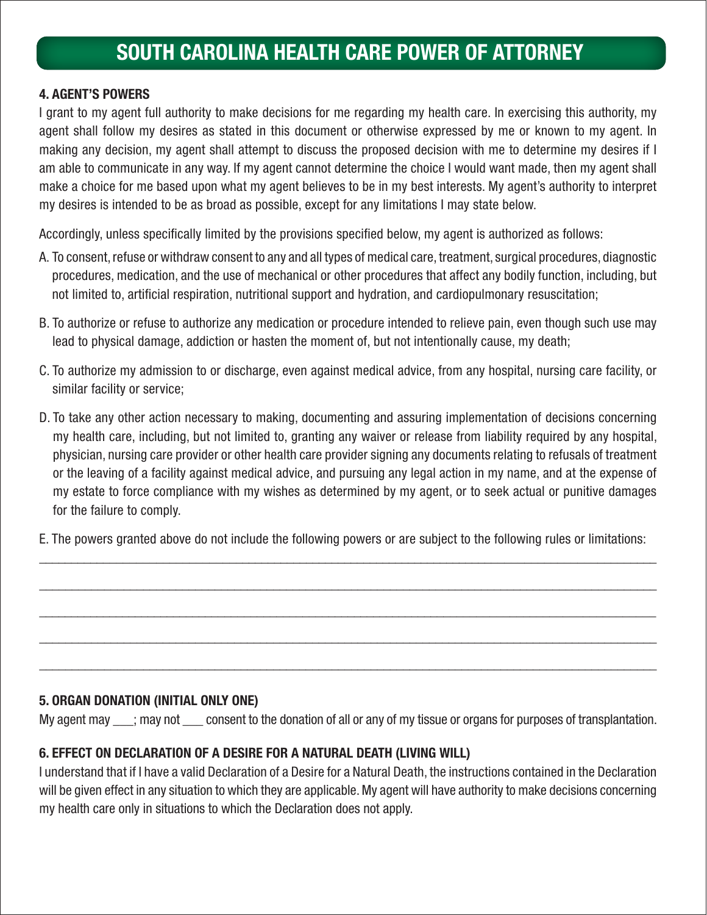# SOUTH CAROLINA HEALTH CARE POWER OF ATTORNEY

### 4. AGENT'S POWERS

I grant to my agent full authority to make decisions for me regarding my health care. In exercising this authority, my agent shall follow my desires as stated in this document or otherwise expressed by me or known to my agent. In making any decision, my agent shall attempt to discuss the proposed decision with me to determine my desires if I am able to communicate in any way. If my agent cannot determine the choice I would want made, then my agent shall make a choice for me based upon what my agent believes to be in my best interests. My agent's authority to interpret my desires is intended to be as broad as possible, except for any limitations I may state below.

Accordingly, unless specifically limited by the provisions specified below, my agent is authorized as follows:

A. To consent, refuse or withdraw consent to any and all types of medical care, treatment, surgical procedures, diagnostic procedures, medication, and the use of mechanical or other procedures that affect any bodily function, including, but not limited to, artificial respiration, nutritional support and hydration, and cardiopulmonary resuscitation;

B. To authorize or refuse to authorize any medication or procedure intended to relieve pain, even though such use may lead to physical damage, addiction or hasten the moment of, but not intentionally cause, my death;

C. To authorize my admission to or discharge, even against medical advice, from any hospital, nursing care facility, or similar facility or service;

D. To take any other action necessary to making, documenting and assuring implementation of decisions concerning my health care, including, but not limited to, granting any waiver or release from liability required by any hospital, physician, nursing care provider or other health care provider signing any documents relating to refusals of treatment or the leaving of a facility against medical advice, and pursuing any legal action in my name, and at the expense of my estate to force compliance with my wishes as determined by my agent, or to seek actual or punitive damages for the failure to comply.

E. The powers granted above do not include the following powers or are subject to the following rules or limitations:

______________________________________________________________________________

______________________________________________________________________________

______________________________________________________________________________

______________________________________________________________________________

______________________________________________________________________________

### 5. ORGAN DONATION (INITIAL ONLY ONE)

My agent may ___; may not ___ consent to the donation of all or any of my tissue or organs for purposes of transplantation.

### 6. EFFECT ON DECLARATION OF A DESIRE FOR A NATURAL DEATH (LIVING WILL)

I understand that if I have a valid Declaration of a Desire for a Natural Death, the instructions contained in the Declaration will be given effect in any situation to which they are applicable. My agent will have authority to make decisions concerning my health care only in situations to which the Declaration does not apply.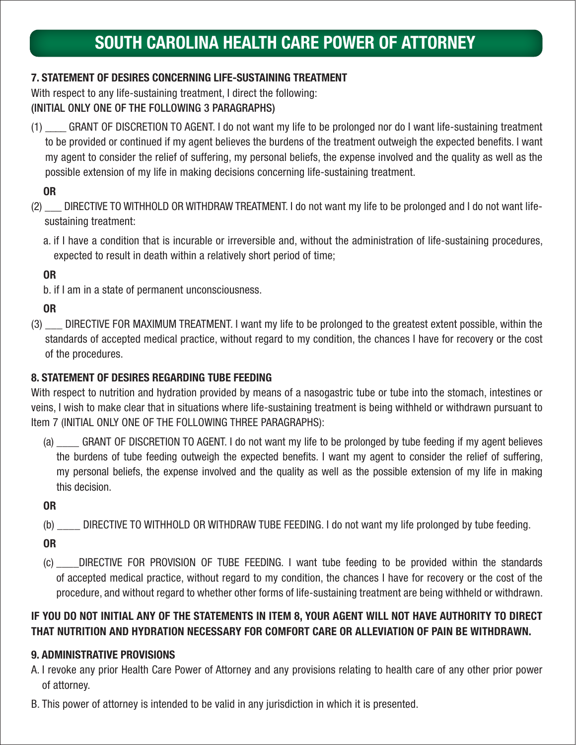# SOUTH CAROLINA HEALTH CARE POWER OF ATTORNEY

**7. STATEMENT OF DESIRES CONCERNING LIFE-SUSTAINING TREATMENT**

With respect to any life-sustaining treatment, I direct the following:

(INITIAL ONLY ONE OF THE FOLLOWING 3 PARAGRAPHS)

(1) ____ GRANT OF DISCRETION TO AGENT. I do not want my life to be prolonged nor do I want life-sustaining treatment to be provided or continued if my agent believes the burdens of the treatment outweigh the expected benefits. I want my agent to consider the relief of suffering, my personal beliefs, the expense involved and the quality as well as the possible extension of my life in making decisions concerning life-sustaining treatment.

**OR**

(2) ___ DIRECTIVE TO WITHHOLD OR WITHDRAW TREATMENT. I do not want my life to be prolonged and I do not want life-sustaining treatment:

a. if I have a condition that is incurable or irreversible and, without the administration of life-sustaining procedures, expected to result in death within a relatively short period of time;

**OR**

b. if I am in a state of permanent unconsciousness.

**OR**

(3) ___ DIRECTIVE FOR MAXIMUM TREATMENT. I want my life to be prolonged to the greatest extent possible, within the standards of accepted medical practice, without regard to my condition, the chances I have for recovery or the cost of the procedures.

**8. STATEMENT OF DESIRES REGARDING TUBE FEEDING**

With respect to nutrition and hydration provided by means of a nasogastric tube or tube into the stomach, intestines or veins, I wish to make clear that in situations where life-sustaining treatment is being withheld or withdrawn pursuant to Item 7 (INITIAL ONLY ONE OF THE FOLLOWING THREE PARAGRAPHS):

(a) ____ GRANT OF DISCRETION TO AGENT. I do not want my life to be prolonged by tube feeding if my agent believes the burdens of tube feeding outweigh the expected benefits. I want my agent to consider the relief of suffering, my personal beliefs, the expense involved and the quality as well as the possible extension of my life in making this decision.

**OR**

(b) ____ DIRECTIVE TO WITHHOLD OR WITHDRAW TUBE FEEDING. I do not want my life prolonged by tube feeding.

**OR**

(c) ____DIRECTIVE FOR PROVISION OF TUBE FEEDING. I want tube feeding to be provided within the standards of accepted medical practice, without regard to my condition, the chances I have for recovery or the cost of the procedure, and without regard to whether other forms of life-sustaining treatment are being withheld or withdrawn.

**IF YOU DO NOT INITIAL ANY OF THE STATEMENTS IN ITEM 8, YOUR AGENT WILL NOT HAVE AUTHORITY TO DIRECT THAT NUTRITION AND HYDRATION NECESSARY FOR COMFORT CARE OR ALLEVIATION OF PAIN BE WITHDRAWN.**

**9. ADMINISTRATIVE PROVISIONS**

A. I revoke any prior Health Care Power of Attorney and any provisions relating to health care of any other prior power of attorney.

B. This power of attorney is intended to be valid in any jurisdiction in which it is presented.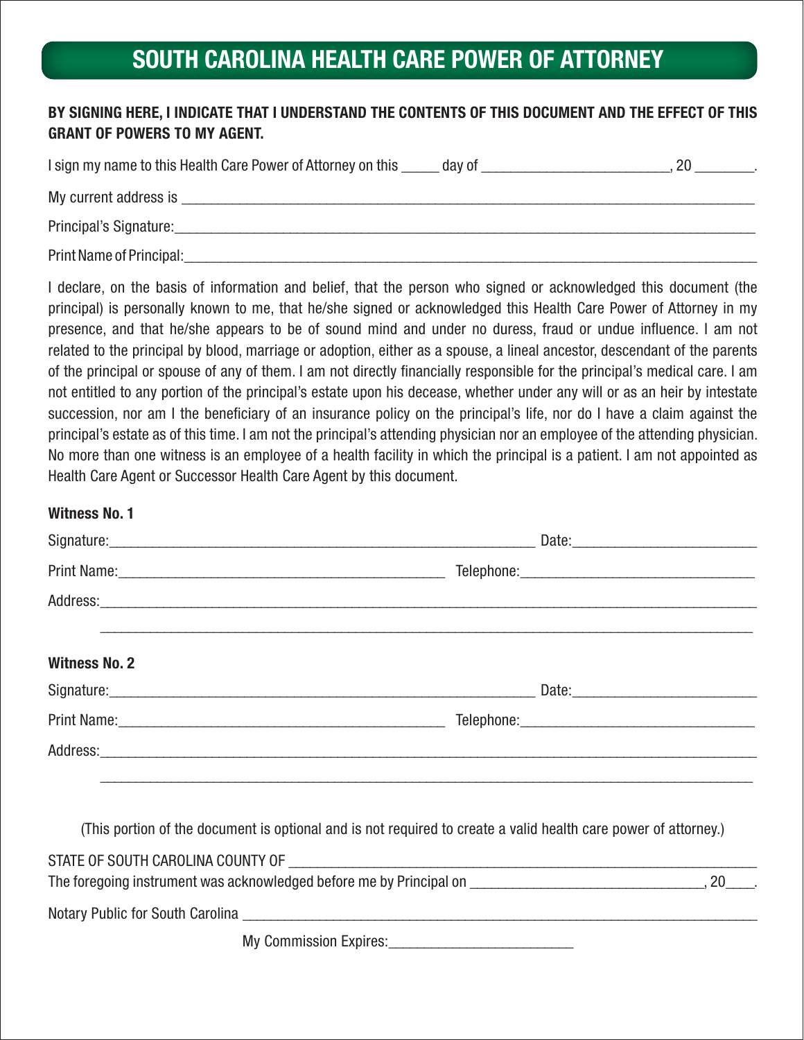# SOUTH CAROLINA HEALTH CARE POWER OF ATTORNEY

**BY SIGNING HERE, I INDICATE THAT I UNDERSTAND THE CONTENTS OF THIS DOCUMENT AND THE EFFECT OF THIS GRANT OF POWERS TO MY AGENT.**

I sign my name to this Health Care Power of Attorney on this _____ day of ________________________, 20 ________.

My current address is ______________________________________________________________________________

Principal's Signature:______________________________________________________________________________

Print Name of Principal:____________________________________________________________________________

I declare, on the basis of information and belief, that the person who signed or acknowledged this document (the principal) is personally known to me, that he/she signed or acknowledged this Health Care Power of Attorney in my presence, and that he/she appears to be of sound mind and under no duress, fraud or undue influence. I am not related to the principal by blood, marriage or adoption, either as a spouse, a lineal ancestor, descendant of the parents of the principal or spouse of any of them. I am not directly financially responsible for the principal's medical care. I am not entitled to any portion of the principal's estate upon his decease, whether under any will or as an heir by intestate succession, nor am I the beneficiary of an insurance policy on the principal's life, nor do I have a claim against the principal's estate as of this time. I am not the principal's attending physician nor an employee of the attending physician. No more than one witness is an employee of a health facility in which the principal is a patient. I am not appointed as Health Care Agent or Successor Health Care Agent by this document.

**Witness No. 1**

Signature:__________________________________________________________ Date:________________________

Print Name:____________________________________________ Telephone:______________________________

Address:_________________________________________________________________________________________

_________________________________________________________________________________________

**Witness No. 2**

Signature:__________________________________________________________ Date:________________________

Print Name:____________________________________________ Telephone:______________________________

Address:_________________________________________________________________________________________

_________________________________________________________________________________________

(This portion of the document is optional and is not required to create a valid health care power of attorney.)

STATE OF SOUTH CAROLINA COUNTY OF _______________________________________________________________

The foregoing instrument was acknowledged before me by Principal on _______________________________, 20____.

Notary Public for South Carolina ___________________________________________________________________

My Commission Expires:________________________